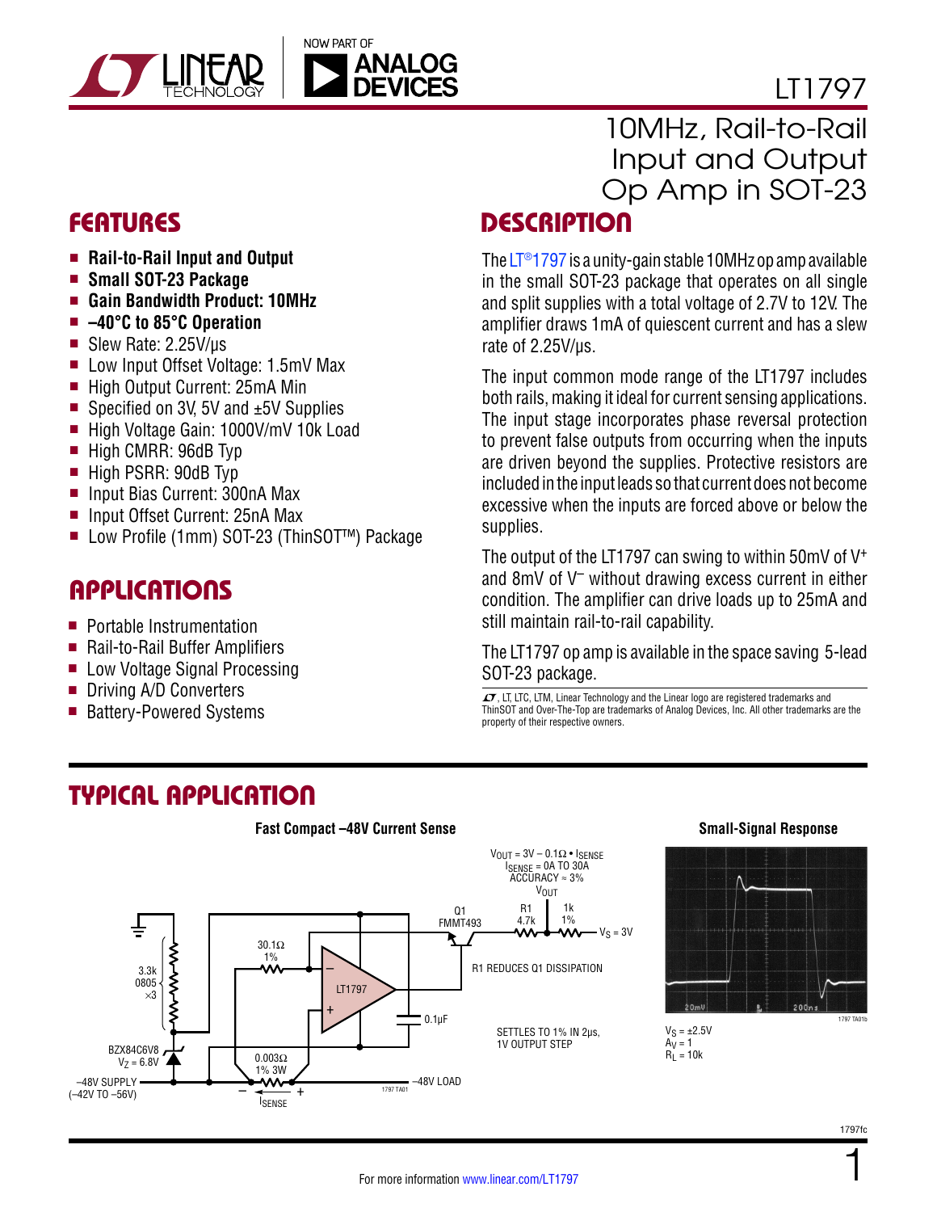# LT1797

## 10MHz, Rail-to-Rail Input and Output Op Amp in SOT-23

## FEATURES

- **Rail-to-Rail Input and Output**
- **Small SOT-23 Package**
- **Gain Bandwidth Product: 10MHz**
- **–40°C to 85°C Operation**
- Slew Rate: 2.25V/µs
- Low Input Offset Voltage: 1.5mV Max
- High Output Current: 25mA Min
- Specified on 3V, 5V and ±5V Supplies
- High Voltage Gain: 1000V/mV 10k Load
- High CMRR: 96dB Typ
- High PSRR: 90dB Typ
- Input Bias Current: 300nA Max
- Input Offset Current: 25nA Max
- Low Profile (1mm) SOT-23 (ThinSOT™) Package

## APPLICATIONS

- Portable Instrumentation
- Rail-to-Rail Buffer Amplifiers
- Low Voltage Signal Processing
- Driving A/D Converters
- Battery-Powered Systems

## DESCRIPTION

The LT®1797 is a unity-gain stable 10MHz op amp available in the small SOT-23 package that operates on all single and split supplies with a total voltage of 2.7V to 12V. The amplifier draws 1mA of quiescent current and has a slew rate of 2.25V/µs.

The input common mode range of the LT1797 includes both rails, making it ideal for current sensing applications. The input stage incorporates phase reversal protection to prevent false outputs from occurring when the inputs are driven beyond the supplies. Protective resistors are included in the input leads so that current does not become excessive when the inputs are forced above or below the supplies.

The output of the LT1797 can swing to within 50mV of $V^+$ and 8mV of $V^–$ without drawing excess current in either condition. The amplifier can drive loads up to 25mA and still maintain rail-to-rail capability.

The LT1797 op amp is available in the space saving 5-lead SOT-23 package.

LT, LTC, LTM, Linear Technology and the Linear logo are registered trademarks and ThinSOT and Over-The-Top are trademarks of Analog Devices, Inc. All other trademarks are the property of their respective owners.

## TYPICAL APPLICATION

**Fast Compact –48V Current Sense**

$V_{OUT} = 3V – 0.1\Omega \cdot I_{SENSE}$
$I_{SENSE}$ = 0A TO 30A
ACCURACY ≈ 3%

Components: 3.3k 0805 ×3; BZX84C6V8 $V_Z$ = 6.8V; 30.1Ω 1%; 0.003Ω 1% 3W; LT1797; 0.1µF; Q1 FMMT493; R1 4.7k; 1k 1%; $V_S$ = 3V; –48V SUPPLY (–42V TO –56V); –48V LOAD; $I_{SENSE}$

R1 REDUCES Q1 DISSIPATION

SETTLES TO 1% IN 2µs, 1V OUTPUT STEP

**Small-Signal Response**

$V_S = \pm 2.5V$
$A_V = 1$
$R_L = 10k$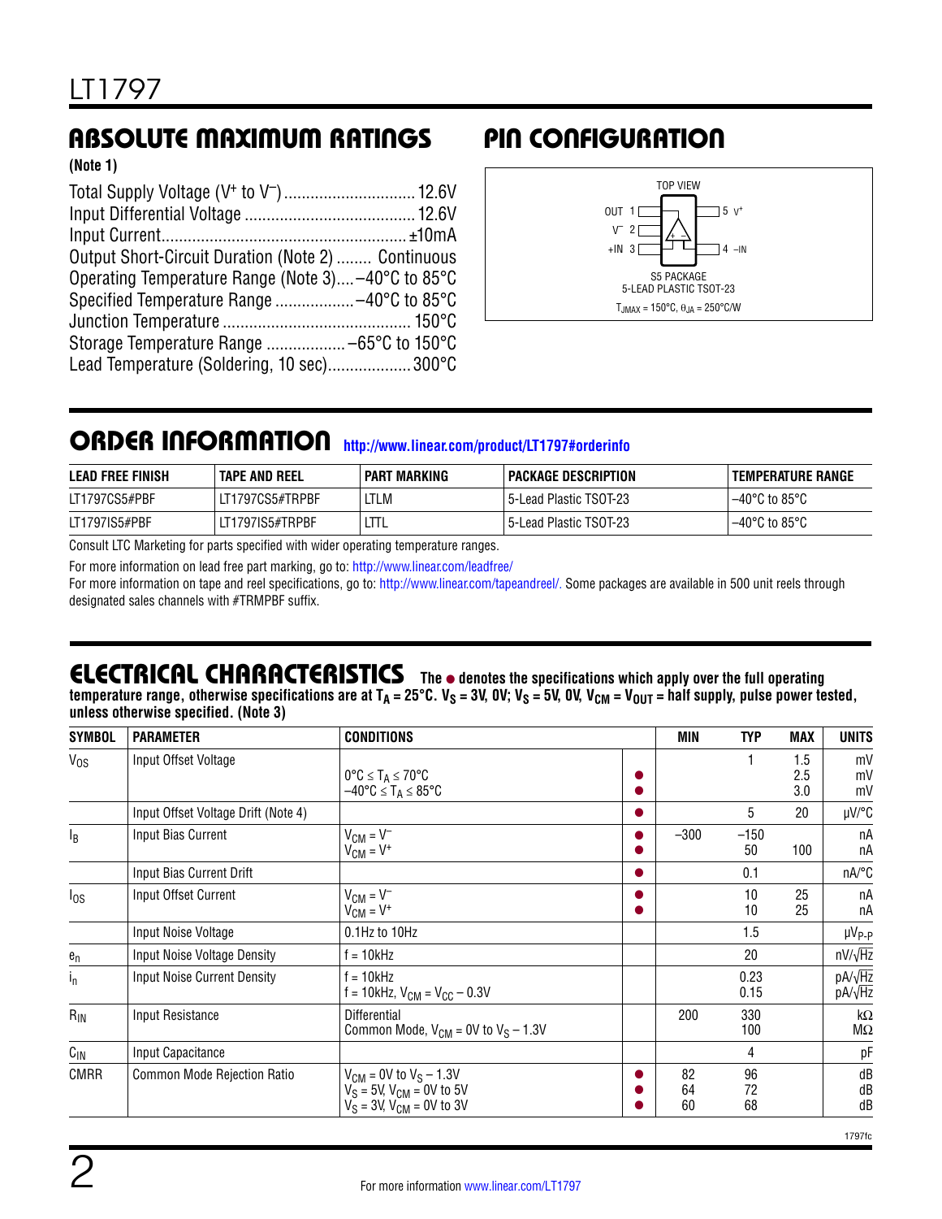## ABSOLUTE MAXIMUM RATINGS

**(Note 1)**

Total Supply Voltage ($V^+$ to $V^-$) ............................. 12.6V
Input Differential Voltage ...................................... 12.6V
Input Current....................................................... ±10mA
Output Short-Circuit Duration (Note 2) ........ Continuous
Operating Temperature Range (Note 3)....–40°C to 85°C
Specified Temperature Range .................–40°C to 85°C
Junction Temperature .......................................... 150°C
Storage Temperature Range ..................–65°C to 150°C
Lead Temperature (Soldering, 10 sec)...................300°C

## PIN CONFIGURATION

TOP VIEW

OUT 1 — 5 V+
V– 2
+IN 3 — 4 –IN

S5 PACKAGE
5-LEAD PLASTIC TSOT-23

$T_{JMAX}$ = 150°C, $\theta_{JA}$ = 250°C/W

## ORDER INFORMATION http://www.linear.com/product/LT1797#orderinfo

| LEAD FREE FINISH | TAPE AND REEL | PART MARKING | PACKAGE DESCRIPTION | TEMPERATURE RANGE |
|---|---|---|---|---|
| LT1797CS5#PBF | LT1797CS5#TRPBF | LTLM | 5-Lead Plastic TSOT-23 | –40°C to 85°C |
| LT1797IS5#PBF | LT1797IS5#TRPBF | LTTL | 5-Lead Plastic TSOT-23 | –40°C to 85°C |

Consult LTC Marketing for parts specified with wider operating temperature ranges.

For more information on lead free part marking, go to: http://www.linear.com/leadfree/

For more information on tape and reel specifications, go to: http://www.linear.com/tapeandreel/. Some packages are available in 500 unit reels through designated sales channels with #TRMPBF suffix.

## ELECTRICAL CHARACTERISTICS

**The ● denotes the specifications which apply over the full operating temperature range, otherwise specifications are at $T_A$ = 25°C. $V_S$ = 3V, 0V; $V_S$ = 5V, 0V, $V_{CM}$ = $V_{OUT}$ = half supply, pulse power tested, unless otherwise specified. (Note 3)**

| SYMBOL | PARAMETER | CONDITIONS | | MIN | TYP | MAX | UNITS |
|---|---|---|---|---|---|---|---|
| $V_{OS}$ | Input Offset Voltage | <br>0°C ≤ $T_A$ ≤ 70°C<br>–40°C ≤ $T_A$ ≤ 85°C | <br>●<br>● | | 1 | 1.5<br>2.5<br>3.0 | mV<br>mV<br>mV |
| | Input Offset Voltage Drift (Note 4) | | ● | | 5 | 20 | µV/°C |
| $I_B$ | Input Bias Current | $V_{CM} = V^-$<br>$V_{CM} = V^+$ | ●<br>● | –300 | –150<br>50 | <br>100 | nA<br>nA |
| | Input Bias Current Drift | | ● | | 0.1 | | nA/°C |
| $I_{OS}$ | Input Offset Current | $V_{CM} = V^-$<br>$V_{CM} = V^+$ | ●<br>● | | 10<br>10 | 25<br>25 | nA<br>nA |
| | Input Noise Voltage | 0.1Hz to 10Hz | | | 1.5 | | $\mu V_{P-P}$ |
| $e_n$ | Input Noise Voltage Density | f = 10kHz | | | 20 | | $nV/\sqrt{Hz}$ |
| $i_n$ | Input Noise Current Density | f = 10kHz<br>f = 10kHz, $V_{CM} = V_{CC} - 0.3V$ | | | 0.23<br>0.15 | | $pA/\sqrt{Hz}$<br>$pA/\sqrt{Hz}$ |
| $R_{IN}$ | Input Resistance | Differential<br>Common Mode, $V_{CM}$ = 0V to $V_S$ – 1.3V | | 200 | 330<br>100 | | kΩ<br>MΩ |
| $C_{IN}$ | Input Capacitance | | | | 4 | | pF |
| CMRR | Common Mode Rejection Ratio | $V_{CM}$ = 0V to $V_S$ – 1.3V<br>$V_S$ = 5V, $V_{CM}$ = 0V to 5V<br>$V_S$ = 3V, $V_{CM}$ = 0V to 3V | ●<br>●<br>● | 82<br>64<br>60 | 96<br>72<br>68 | | dB<br>dB<br>dB |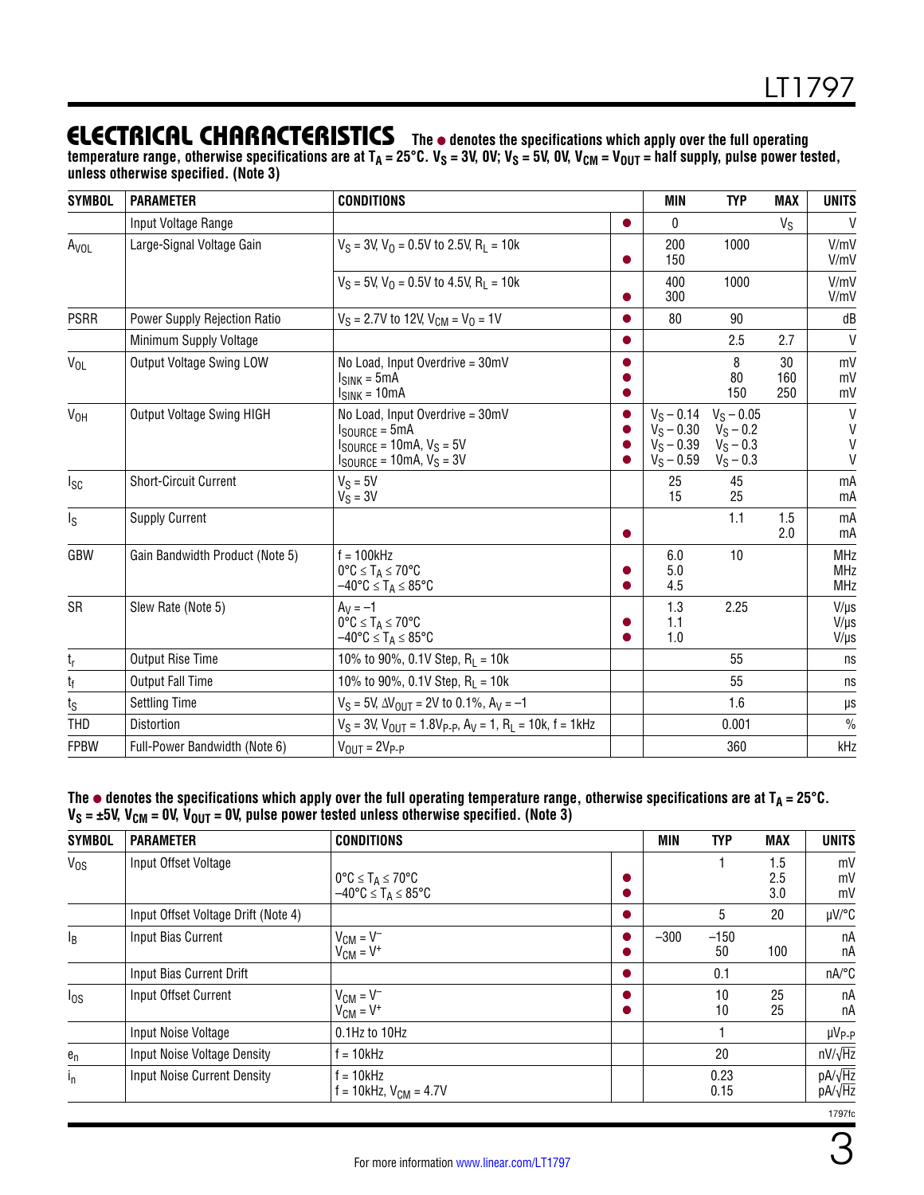## ELECTRICAL CHARACTERISTICS

**The ● denotes the specifications which apply over the full operating temperature range, otherwise specifications are at $T_A$ = 25°C. $V_S$ = 3V, 0V; $V_S$ = 5V, 0V, $V_{CM}$ = $V_{OUT}$ = half supply, pulse power tested, unless otherwise specified. (Note 3)**

| SYMBOL | PARAMETER | CONDITIONS | | MIN | TYP | MAX | UNITS |
|---|---|---|---|---|---|---|---|
| | Input Voltage Range | | ● | 0 | | $V_S$ | V |
| $A_{VOL}$ | Large-Signal Voltage Gain | $V_S$ = 3V, $V_O$ = 0.5V to 2.5V, $R_L$ = 10k | <br>● | 200<br>150 | 1000 | | V/mV<br>V/mV |
| | | $V_S$ = 5V, $V_O$ = 0.5V to 4.5V, $R_L$ = 10k | <br>● | 400<br>300 | 1000 | | V/mV<br>V/mV |
| PSRR | Power Supply Rejection Ratio | $V_S$ = 2.7V to 12V, $V_{CM}$ = $V_O$ = 1V | ● | 80 | 90 | | dB |
| | Minimum Supply Voltage | | ● | | 2.5 | 2.7 | V |
| $V_{OL}$ | Output Voltage Swing LOW | No Load, Input Overdrive = 30mV<br>$I_{SINK}$ = 5mA<br>$I_{SINK}$ = 10mA | ●<br>●<br>● | | 8<br>80<br>150 | 30<br>160<br>250 | mV<br>mV<br>mV |
| $V_{OH}$ | Output Voltage Swing HIGH | No Load, Input Overdrive = 30mV<br>$I_{SOURCE}$ = 5mA<br>$I_{SOURCE}$ = 10mA, $V_S$ = 5V<br>$I_{SOURCE}$ = 10mA, $V_S$ = 3V | ●<br>●<br>●<br>● | $V_S$ – 0.14<br>$V_S$ – 0.30<br>$V_S$ – 0.39<br>$V_S$ – 0.59 | $V_S$ – 0.05<br>$V_S$ – 0.2<br>$V_S$ – 0.3<br>$V_S$ – 0.3 | | V<br>V<br>V<br>V |
| $I_{SC}$ | Short-Circuit Current | $V_S$ = 5V<br>$V_S$ = 3V | | 25<br>15 | 45<br>25 | | mA<br>mA |
| $I_S$ | Supply Current | | <br>● | | 1.1 | 1.5<br>2.0 | mA<br>mA |
| GBW | Gain Bandwidth Product (Note 5) | f = 100kHz<br>0°C ≤ $T_A$ ≤ 70°C<br>–40°C ≤ $T_A$ ≤ 85°C | <br>●<br>● | 6.0<br>5.0<br>4.5 | 10 | | MHz<br>MHz<br>MHz |
| SR | Slew Rate (Note 5) | $A_V$ = –1<br>0°C ≤ $T_A$ ≤ 70°C<br>–40°C ≤ $T_A$ ≤ 85°C | <br>●<br>● | 1.3<br>1.1<br>1.0 | 2.25 | | V/µs<br>V/µs<br>V/µs |
| $t_r$ | Output Rise Time | 10% to 90%, 0.1V Step, $R_L$ = 10k | | | 55 | | ns |
| $t_f$ | Output Fall Time | 10% to 90%, 0.1V Step, $R_L$ = 10k | | | 55 | | ns |
| $t_S$ | Settling Time | $V_S$ = 5V, $\Delta V_{OUT}$ = 2V to 0.1%, $A_V$ = –1 | | | 1.6 | | µs |
| THD | Distortion | $V_S$ = 3V, $V_{OUT}$ = $1.8V_{P-P}$, $A_V$ = 1, $R_L$ = 10k, f = 1kHz | | | 0.001 | | % |
| FPBW | Full-Power Bandwidth (Note 6) | $V_{OUT}$ = $2V_{P-P}$ | | | 360 | | kHz |

**The ● denotes the specifications which apply over the full operating temperature range, otherwise specifications are at $T_A$ = 25°C. $V_S$ = ±5V, $V_{CM}$ = 0V, $V_{OUT}$ = 0V, pulse power tested unless otherwise specified. (Note 3)**

| SYMBOL | PARAMETER | CONDITIONS | | MIN | TYP | MAX | UNITS |
|---|---|---|---|---|---|---|---|
| $V_{OS}$ | Input Offset Voltage | <br>0°C ≤ $T_A$ ≤ 70°C<br>–40°C ≤ $T_A$ ≤ 85°C | <br>●<br>● | | 1 | 1.5<br>2.5<br>3.0 | mV<br>mV<br>mV |
| | Input Offset Voltage Drift (Note 4) | | ● | | 5 | 20 | µV/°C |
| $I_B$ | Input Bias Current | $V_{CM}$ = $V^-$<br>$V_{CM}$ = $V^+$ | ●<br>● | –300 | –150<br>50 | <br>100 | nA<br>nA |
| | Input Bias Current Drift | | ● | | 0.1 | | nA/°C |
| $I_{OS}$ | Input Offset Current | $V_{CM}$ = $V^-$<br>$V_{CM}$ = $V^+$ | ●<br>● | | 10<br>10 | 25<br>25 | nA<br>nA |
| | Input Noise Voltage | 0.1Hz to 10Hz | | | 1 | | $\mu V_{P-P}$ |
| $e_n$ | Input Noise Voltage Density | f = 10kHz | | | 20 | | nV/√Hz |
| $i_n$ | Input Noise Current Density | f = 10kHz<br>f = 10kHz, $V_{CM}$ = 4.7V | | | 0.23<br>0.15 | | pA/√Hz<br>pA/√Hz |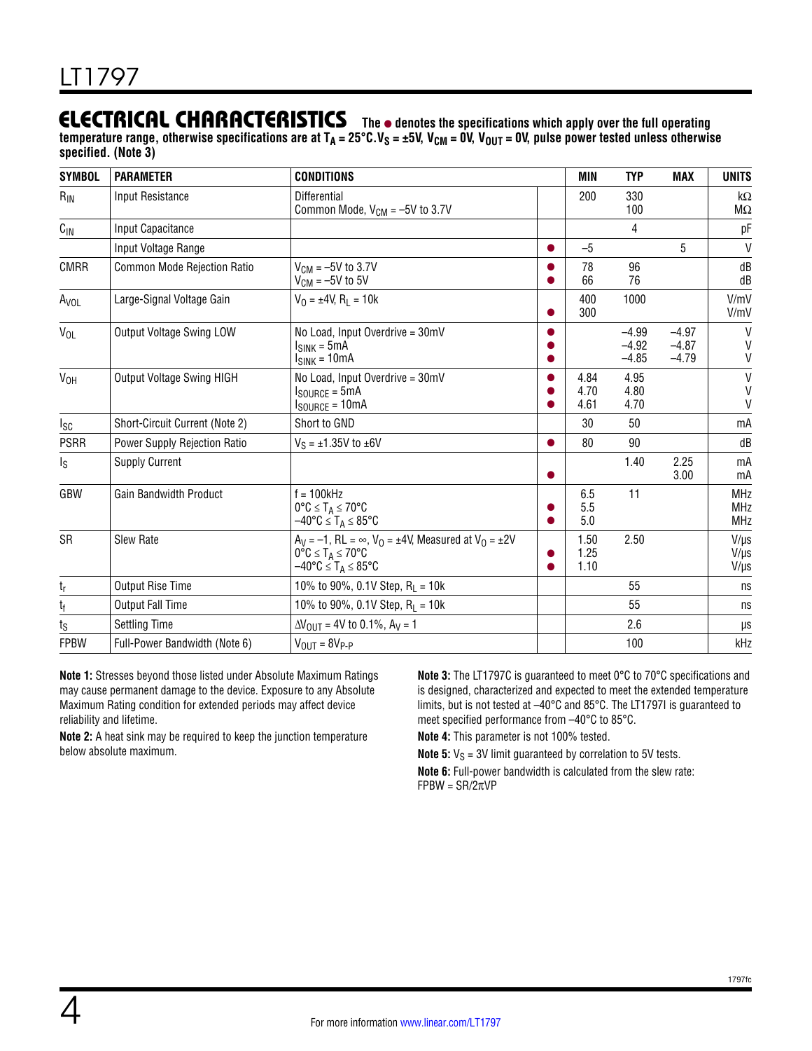## ELECTRICAL CHARACTERISTICS

**The ● denotes the specifications which apply over the full operating temperature range, otherwise specifications are at $T_A$ = 25°C. $V_S$ = ±5V, $V_{CM}$ = 0V, $V_{OUT}$ = 0V, pulse power tested unless otherwise specified. (Note 3)**

| SYMBOL | PARAMETER | CONDITIONS | | MIN | TYP | MAX | UNITS |
|---|---|---|---|---|---|---|---|
| $R_{IN}$ | Input Resistance | Differential<br>Common Mode, $V_{CM}$ = –5V to 3.7V | | 200 | 330<br>100 | | kΩ<br>MΩ |
| $C_{IN}$ | Input Capacitance | | | | 4 | | pF |
| | Input Voltage Range | | ● | –5 | | 5 | V |
| CMRR | Common Mode Rejection Ratio | $V_{CM}$ = –5V to 3.7V<br>$V_{CM}$ = –5V to 5V | ●<br>● | 78<br>66 | 96<br>76 | | dB<br>dB |
| $A_{VOL}$ | Large-Signal Voltage Gain | $V_O$ = ±4V, $R_L$ = 10k | <br>● | 400<br>300 | 1000 | | V/mV<br>V/mV |
| $V_{OL}$ | Output Voltage Swing LOW | No Load, Input Overdrive = 30mV<br>$I_{SINK}$ = 5mA<br>$I_{SINK}$ = 10mA | ●<br>●<br>● | | –4.99<br>–4.92<br>–4.85 | –4.97<br>–4.87<br>–4.79 | V<br>V<br>V |
| $V_{OH}$ | Output Voltage Swing HIGH | No Load, Input Overdrive = 30mV<br>$I_{SOURCE}$ = 5mA<br>$I_{SOURCE}$ = 10mA | ●<br>●<br>● | 4.84<br>4.70<br>4.61 | 4.95<br>4.80<br>4.70 | | V<br>V<br>V |
| $I_{SC}$ | Short-Circuit Current (Note 2) | Short to GND | | 30 | 50 | | mA |
| PSRR | Power Supply Rejection Ratio | $V_S$ = ±1.35V to ±6V | ● | 80 | 90 | | dB |
| $I_S$ | Supply Current | | <br>● | | 1.40 | 2.25<br>3.00 | mA<br>mA |
| GBW | Gain Bandwidth Product | f = 100kHz<br>0°C ≤ $T_A$ ≤ 70°C<br>–40°C ≤ $T_A$ ≤ 85°C | <br>●<br>● | 6.5<br>5.5<br>5.0 | 11 | | MHz<br>MHz<br>MHz |
| SR | Slew Rate | $A_V$ = –1, RL = ∞, $V_O$ = ±4V, Measured at $V_O$ = ±2V<br>0°C ≤ $T_A$ ≤ 70°C<br>–40°C ≤ $T_A$ ≤ 85°C | <br>●<br>● | 1.50<br>1.25<br>1.10 | 2.50 | | V/µs<br>V/µs<br>V/µs |
| $t_r$ | Output Rise Time | 10% to 90%, 0.1V Step, $R_L$ = 10k | | | 55 | | ns |
| $t_f$ | Output Fall Time | 10% to 90%, 0.1V Step, $R_L$ = 10k | | | 55 | | ns |
| $t_S$ | Settling Time | $\Delta V_{OUT}$ = 4V to 0.1%, $A_V$ = 1 | | | 2.6 | | µs |
| FPBW | Full-Power Bandwidth (Note 6) | $V_{OUT}$ = $8V_{P-P}$ | | | 100 | | kHz |

**Note 1:** Stresses beyond those listed under Absolute Maximum Ratings may cause permanent damage to the device. Exposure to any Absolute Maximum Rating condition for extended periods may affect device reliability and lifetime.

**Note 2:** A heat sink may be required to keep the junction temperature below absolute maximum.

**Note 3:** The LT1797C is guaranteed to meet 0°C to 70°C specifications and is designed, characterized and expected to meet the extended temperature limits, but is not tested at –40°C and 85°C. The LT1797I is guaranteed to meet specified performance from –40°C to 85°C.

**Note 4:** This parameter is not 100% tested.

**Note 5:** $V_S$ = 3V limit guaranteed by correlation to 5V tests.

**Note 6:** Full-power bandwidth is calculated from the slew rate: FPBW = SR/2πVP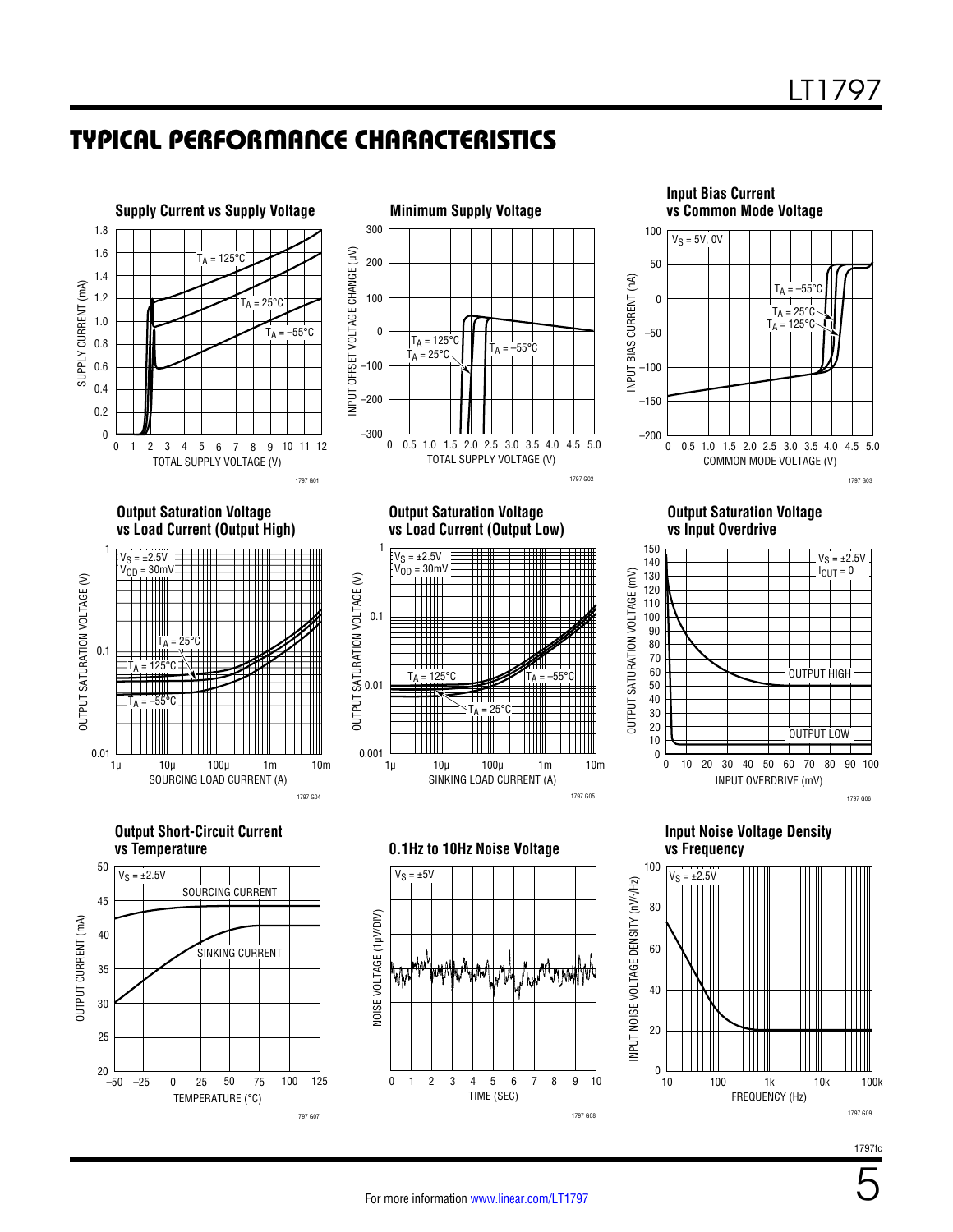## TYPICAL PERFORMANCE CHARACTERISTICS

**Supply Current vs Supply Voltage**

SUPPLY CURRENT (mA) vs TOTAL SUPPLY VOLTAGE (V); $T_A$ = 125°C, $T_A$ = 25°C, $T_A$ = –55°C

1797 G01

**Minimum Supply Voltage**

INPUT OFFSET VOLTAGE CHANGE (µV) vs TOTAL SUPPLY VOLTAGE (V); $T_A$ = 125°C, $T_A$ = 25°C, $T_A$ = –55°C

1797 G02

**Input Bias Current vs Common Mode Voltage**

INPUT BIAS CURRENT (nA) vs COMMON MODE VOLTAGE (V); $V_S$ = 5V, 0V; $T_A$ = –55°C, $T_A$ = 25°C, $T_A$ = 125°C

1797 G03

**Output Saturation Voltage vs Load Current (Output High)**

OUTPUT SATURATION VOLTAGE (V) vs SOURCING LOAD CURRENT (A); $V_S$ = ±2.5V, $V_{OD}$ = 30mV; $T_A$ = 25°C, $T_A$ = 125°C, $T_A$ = –55°C

1797 G04

**Output Saturation Voltage vs Load Current (Output Low)**

OUTPUT SATURATION VOLTAGE (V) vs SINKING LOAD CURRENT (A); $V_S$ = ±2.5V, $V_{OD}$ = 30mV; $T_A$ = 125°C, $T_A$ = 25°C, $T_A$ = –55°C

1797 G05

**Output Saturation Voltage vs Input Overdrive**

OUTPUT SATURATION VOLTAGE (mV) vs INPUT OVERDRIVE (mV); $V_S$ = ±2.5V, $I_{OUT}$ = 0; OUTPUT HIGH, OUTPUT LOW

1797 G06

**Output Short-Circuit Current vs Temperature**

OUTPUT CURRENT (mA) vs TEMPERATURE (°C); $V_S$ = ±2.5V; SOURCING CURRENT, SINKING CURRENT

1797 G07

**0.1Hz to 10Hz Noise Voltage**

NOISE VOLTAGE (1µV/DIV) vs TIME (SEC); $V_S$ = ±5V

1797 G08

**Input Noise Voltage Density vs Frequency**

INPUT NOISE VOLTAGE DENSITY (nV/√Hz) vs FREQUENCY (Hz); $V_S$ = ±2.5V

1797 G09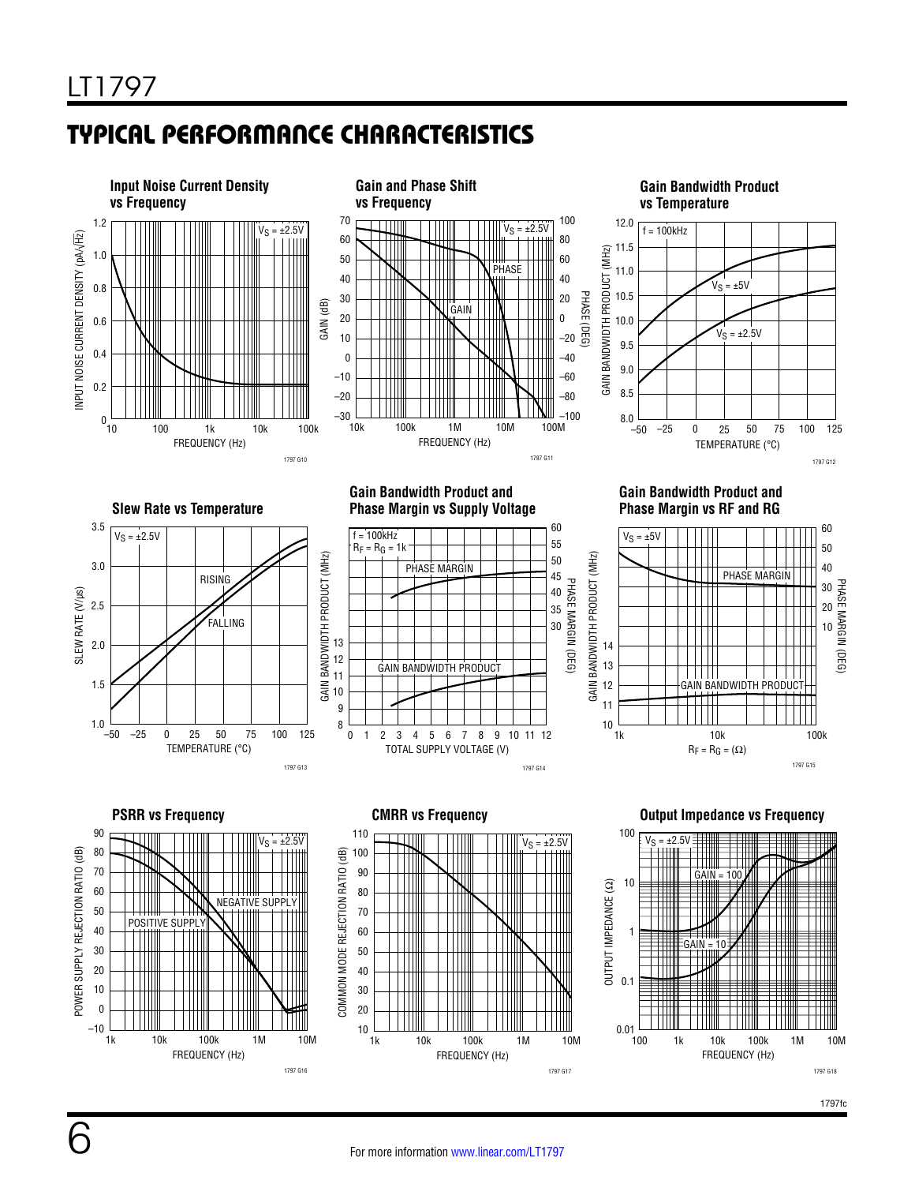## TYPICAL PERFORMANCE CHARACTERISTICS

**Input Noise Current Density vs Frequency**

$V_S = \pm 2.5V$

INPUT NOISE CURRENT DENSITY (pA/√Hz)

FREQUENCY (Hz)

1797 G10

**Gain and Phase Shift vs Frequency**

$V_S = \pm 2.5V$

GAIN (dB)

PHASE (DEG)

PHASE

GAIN

FREQUENCY (Hz)

1797 G11

**Gain Bandwidth Product vs Temperature**

f = 100kHz

$V_S = \pm 5V$

$V_S = \pm 2.5V$

GAIN BANDWIDTH PRODUCT (MHz)

TEMPERATURE (°C)

1797 G12

**Slew Rate vs Temperature**

$V_S = \pm 2.5V$

RISING

FALLING

SLEW RATE (V/µs)

TEMPERATURE (°C)

1797 G13

**Gain Bandwidth Product and Phase Margin vs Supply Voltage**

f = 100kHz

$R_F = R_G = 1k$

PHASE MARGIN

GAIN BANDWIDTH PRODUCT

GAIN BANDWIDTH PRODUCT (MHz)

PHASE MARGIN (DEG)

TOTAL SUPPLY VOLTAGE (V)

1797 G14

**Gain Bandwidth Product and Phase Margin vs RF and RG**

$V_S = \pm 5V$

PHASE MARGIN

GAIN BANDWIDTH PRODUCT

GAIN BANDWIDTH PRODUCT (MHz)

PHASE MARGIN (DEG)

$R_F = R_G = (\Omega)$

1797 G15

**PSRR vs Frequency**

$V_S = \pm 2.5V$

NEGATIVE SUPPLY

POSITIVE SUPPLY

POWER SUPPLY REJECTION RATIO (dB)

FREQUENCY (Hz)

1797 G16

**CMRR vs Frequency**

$V_S = \pm 2.5V$

COMMON MODE REJECTION RATIO (dB)

FREQUENCY (Hz)

1797 G17

**Output Impedance vs Frequency**

$V_S = \pm 2.5V$

GAIN = 100

GAIN = 10

OUTPUT IMPEDANCE (Ω)

FREQUENCY (Hz)

1797 G18

1797fc

For more information www.linear.com/LT1797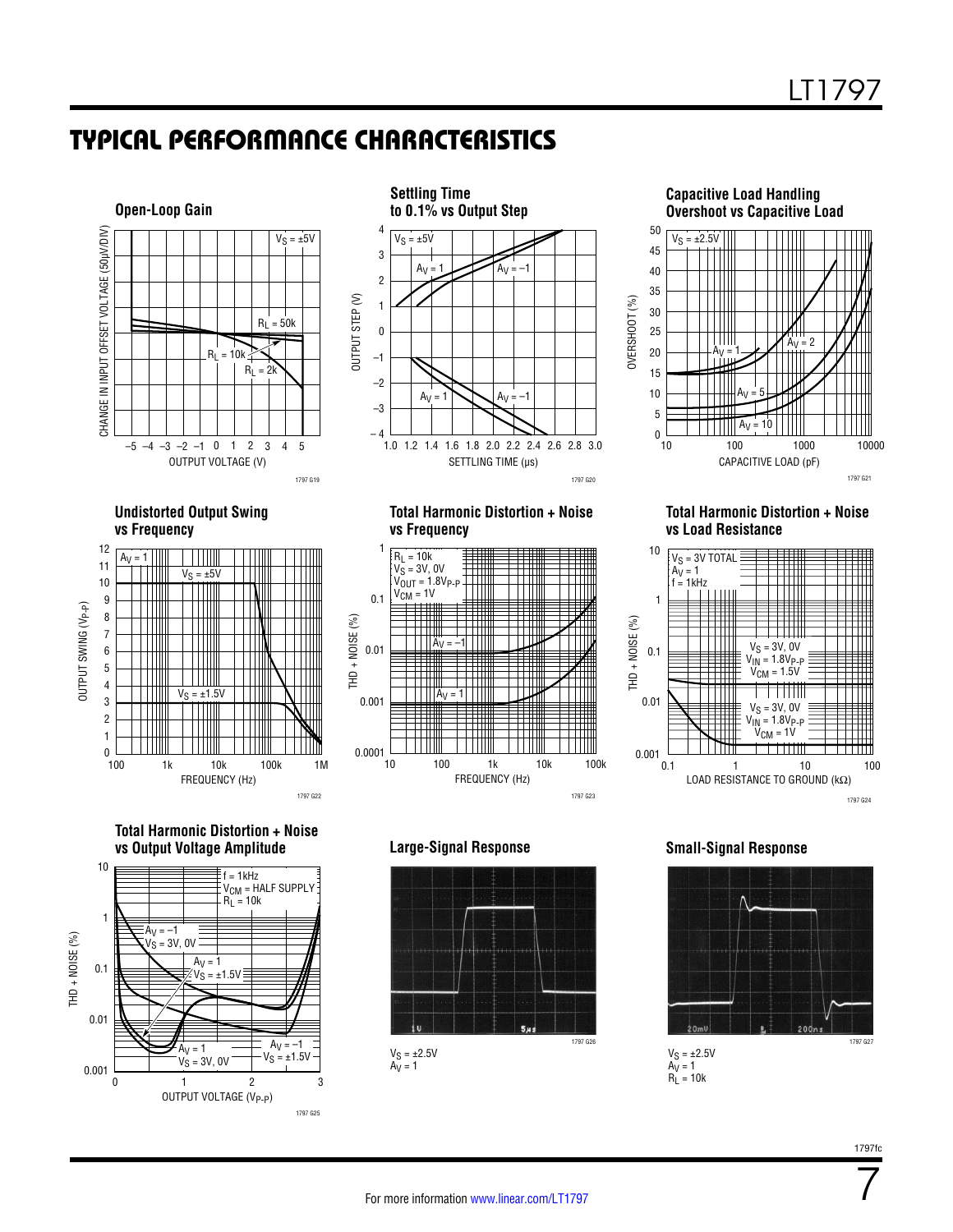## TYPICAL PERFORMANCE CHARACTERISTICS

**Open-Loop Gain**

$V_S = \pm5V$

CHANGE IN INPUT OFFSET VOLTAGE (50µV/DIV)

$R_L = 50k$, $R_L = 10k$, $R_L = 2k$

OUTPUT VOLTAGE (V)

1797 G19

**Settling Time to 0.1% vs Output Step**

$V_S = \pm5V$

$A_V = 1$, $A_V = -1$

OUTPUT STEP (V)

SETTLING TIME (µs)

1797 G20

**Capacitive Load Handling Overshoot vs Capacitive Load**

$V_S = \pm2.5V$

$A_V = 1$, $A_V = 2$, $A_V = 5$, $A_V = 10$

OVERSHOOT (%)

CAPACITIVE LOAD (pF)

1797 G21

**Undistorted Output Swing vs Frequency**

$A_V = 1$

$V_S = \pm5V$

$V_S = \pm1.5V$

OUTPUT SWING ($V_{P-P}$)

FREQUENCY (Hz)

1797 G22

**Total Harmonic Distortion + Noise vs Frequency**

$R_L = 10k$
$V_S = 3V, 0V$
$V_{OUT} = 1.8V_{P-P}$
$V_{CM} = 1V$

$A_V = -1$, $A_V = 1$

THD + NOISE (%)

FREQUENCY (Hz)

1797 G23

**Total Harmonic Distortion + Noise vs Load Resistance**

$V_S = 3V$ TOTAL
$A_V = 1$
f = 1kHz

$V_S = 3V, 0V$
$V_{IN} = 1.8V_{P-P}$
$V_{CM} = 1.5V$

$V_S = 3V, 0V$
$V_{IN} = 1.8V_{P-P}$
$V_{CM} = 1V$

THD + NOISE (%)

LOAD RESISTANCE TO GROUND (kΩ)

1797 G24

**Total Harmonic Distortion + Noise vs Output Voltage Amplitude**

f = 1kHz
$V_{CM}$ = HALF SUPPLY
$R_L = 10k$

$A_V = -1$, $V_S = 3V, 0V$

$A_V = 1$, $V_S = \pm1.5V$

$A_V = 1$, $V_S = 3V, 0V$

$A_V = -1$, $V_S = \pm1.5V$

THD + NOISE (%)

OUTPUT VOLTAGE ($V_{P-P}$)

1797 G25

**Large-Signal Response**

1V 5µs

1797 G26

$V_S = \pm2.5V$
$A_V = 1$

**Small-Signal Response**

20mV 200ns

1797 G27

$V_S = \pm2.5V$
$A_V = 1$
$R_L = 10k$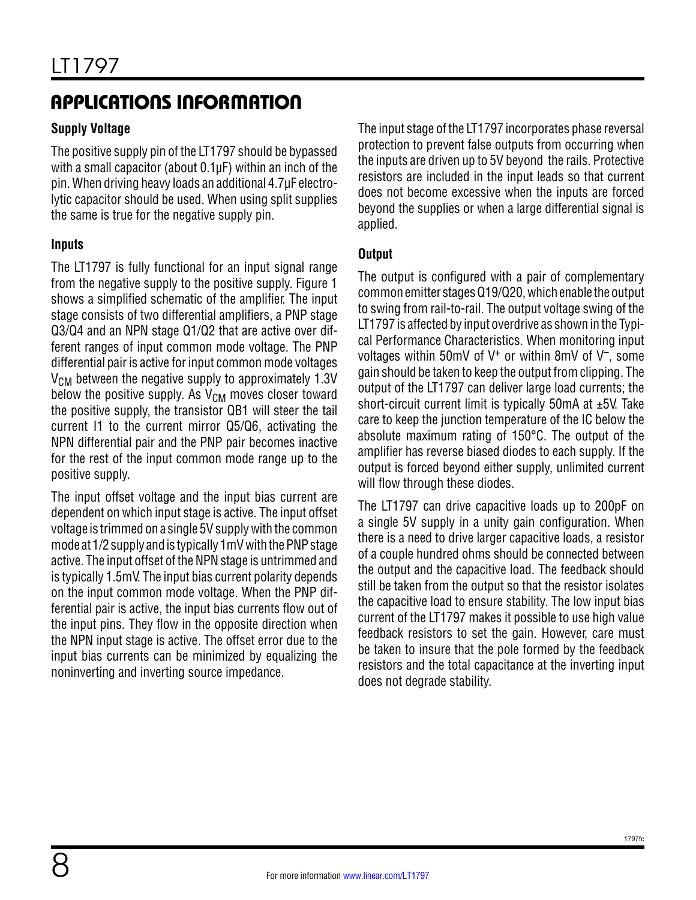## APPLICATIONS INFORMATION

### Supply Voltage

The positive supply pin of the LT1797 should be bypassed with a small capacitor (about 0.1µF) within an inch of the pin. When driving heavy loads an additional 4.7µF electrolytic capacitor should be used. When using split supplies the same is true for the negative supply pin.

### Inputs

The LT1797 is fully functional for an input signal range from the negative supply to the positive supply. Figure 1 shows a simplified schematic of the amplifier. The input stage consists of two differential amplifiers, a PNP stage Q3/Q4 and an NPN stage Q1/Q2 that are active over different ranges of input common mode voltage. The PNP differential pair is active for input common mode voltages $V_{CM}$ between the negative supply to approximately 1.3V below the positive supply. As $V_{CM}$ moves closer toward the positive supply, the transistor QB1 will steer the tail current I1 to the current mirror Q5/Q6, activating the NPN differential pair and the PNP pair becomes inactive for the rest of the input common mode range up to the positive supply.

The input offset voltage and the input bias current are dependent on which input stage is active. The input offset voltage is trimmed on a single 5V supply with the common mode at 1/2 supply and is typically 1mV with the PNP stage active. The input offset of the NPN stage is untrimmed and is typically 1.5mV. The input bias current polarity depends on the input common mode voltage. When the PNP differential pair is active, the input bias currents flow out of the input pins. They flow in the opposite direction when the NPN input stage is active. The offset error due to the input bias currents can be minimized by equalizing the noninverting and inverting source impedance.

The input stage of the LT1797 incorporates phase reversal protection to prevent false outputs from occurring when the inputs are driven up to 5V beyond the rails. Protective resistors are included in the input leads so that current does not become excessive when the inputs are forced beyond the supplies or when a large differential signal is applied.

### Output

The output is configured with a pair of complementary common emitter stages Q19/Q20, which enable the output to swing from rail-to-rail. The output voltage swing of the LT1797 is affected by input overdrive as shown in the Typical Performance Characteristics. When monitoring input voltages within 50mV of $V^+$ or within 8mV of $V^-$, some gain should be taken to keep the output from clipping. The output of the LT1797 can deliver large load currents; the short-circuit current limit is typically 50mA at ±5V. Take care to keep the junction temperature of the IC below the absolute maximum rating of 150°C. The output of the amplifier has reverse biased diodes to each supply. If the output is forced beyond either supply, unlimited current will flow through these diodes.

The LT1797 can drive capacitive loads up to 200pF on a single 5V supply in a unity gain configuration. When there is a need to drive larger capacitive loads, a resistor of a couple hundred ohms should be connected between the output and the capacitive load. The feedback should still be taken from the output so that the resistor isolates the capacitive load to ensure stability. The low input bias current of the LT1797 makes it possible to use high value feedback resistors to set the gain. However, care must be taken to insure that the pole formed by the feedback resistors and the total capacitance at the inverting input does not degrade stability.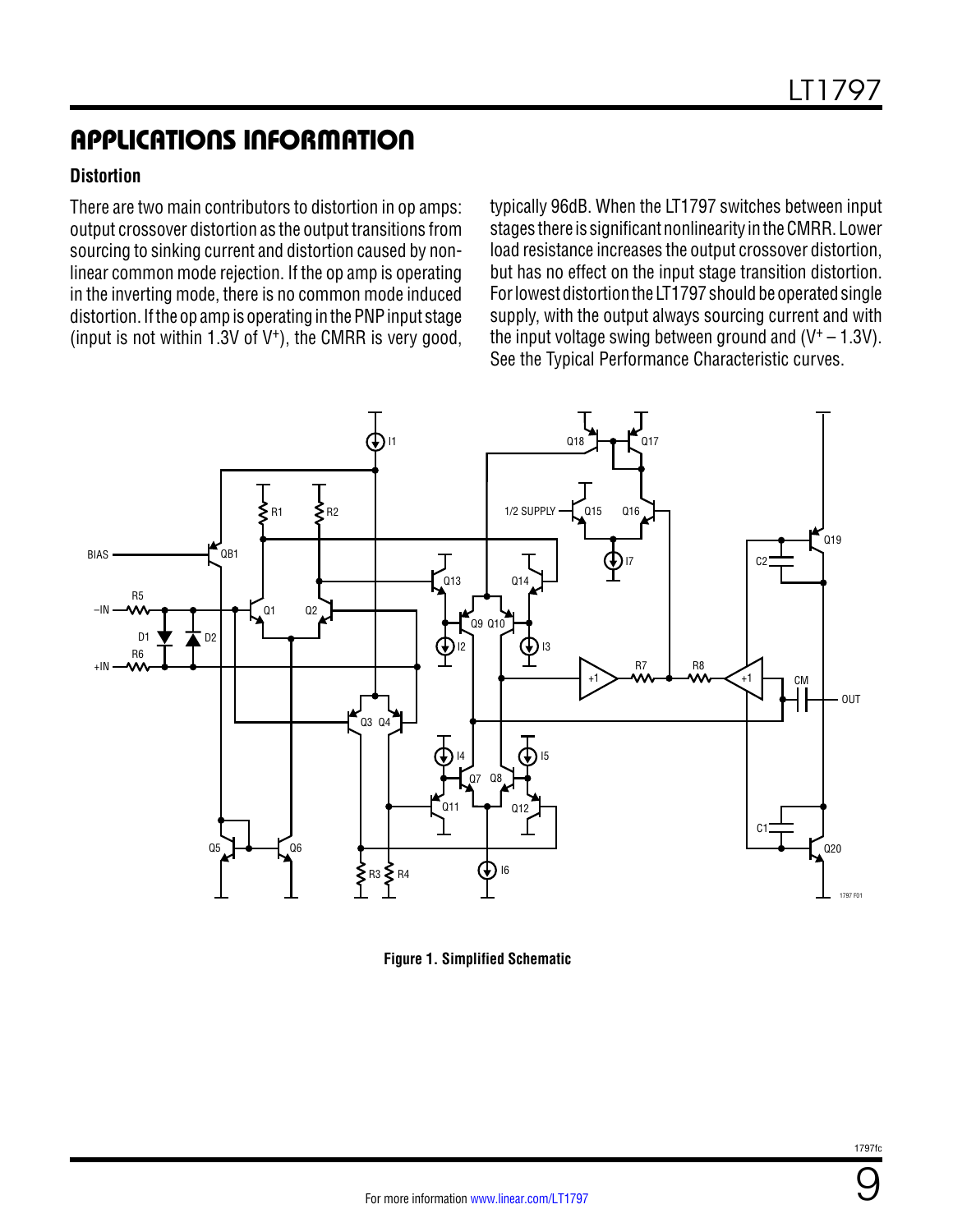## APPLICATIONS INFORMATION

### Distortion

There are two main contributors to distortion in op amps: output crossover distortion as the output transitions from sourcing to sinking current and distortion caused by nonlinear common mode rejection. If the op amp is operating in the inverting mode, there is no common mode induced distortion. If the op amp is operating in the PNP input stage (input is not within 1.3V of $V^+$), the CMRR is very good, typically 96dB. When the LT1797 switches between input stages there is significant nonlinearity in the CMRR. Lower load resistance increases the output crossover distortion, but has no effect on the input stage transition distortion. For lowest distortion the LT1797 should be operated single supply, with the output always sourcing current and with the input voltage swing between ground and ($V^+ – 1.3V$). See the Typical Performance Characteristic curves.

**Figure 1. Simplified Schematic**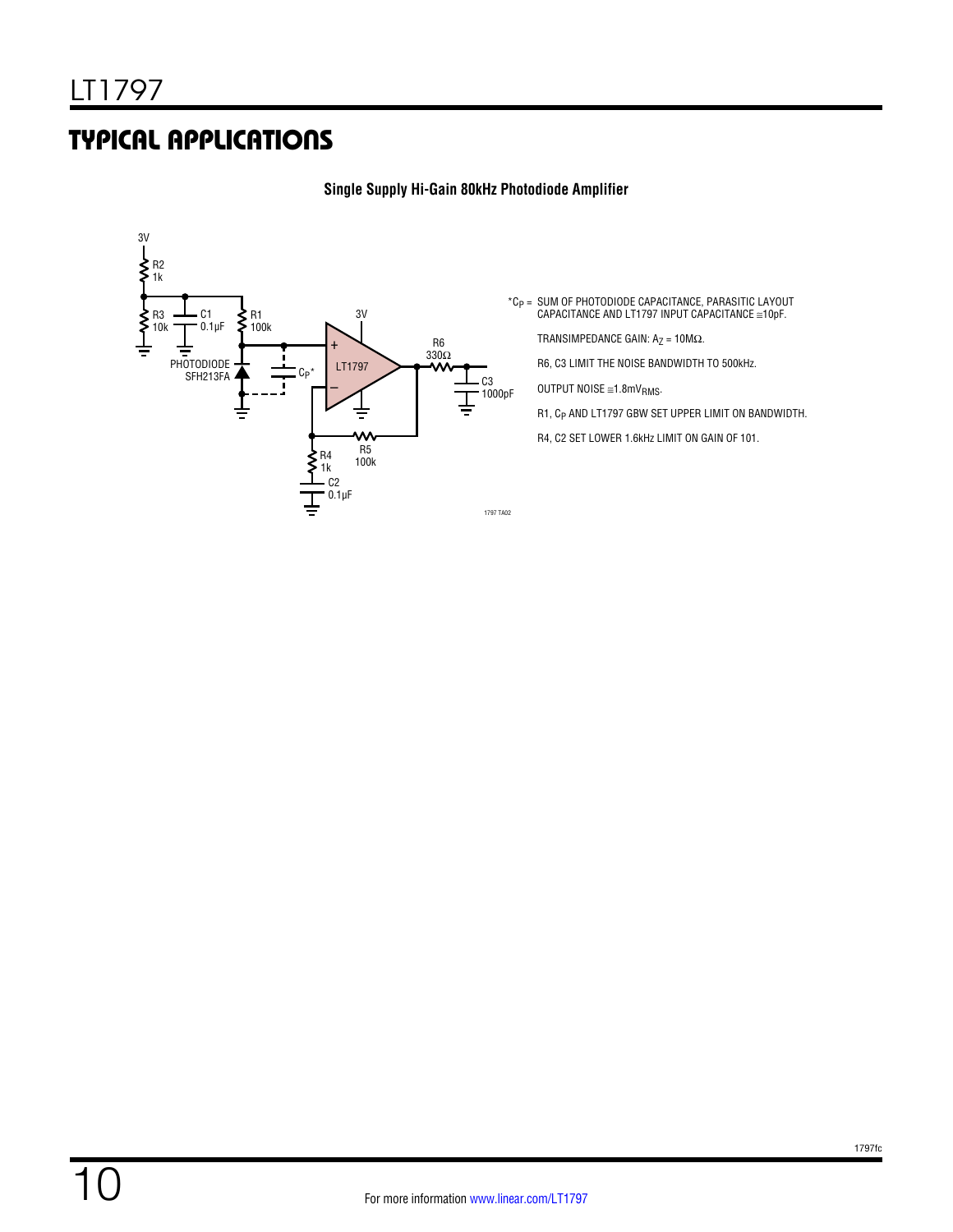## TYPICAL APPLICATIONS

**Single Supply Hi-Gain 80kHz Photodiode Amplifier**

3V

R2 1k

R3 10k

C1 0.1µF

R1 100k

PHOTODIODE SFH213FA

$C_P$*

LT1797

R6 330Ω

C3 1000pF

R4 1k

R5 100k

C2 0.1µF

*$C_P$ = SUM OF PHOTODIODE CAPACITANCE, PARASITIC LAYOUT CAPACITANCE AND LT1797 INPUT CAPACITANCE ≅10pF.

TRANSIMPEDANCE GAIN: $A_Z$ = 10MΩ.

R6, C3 LIMIT THE NOISE BANDWIDTH TO 500kHz.

OUTPUT NOISE ≅1.8mV$_{RMS}$.

R1, $C_P$ AND LT1797 GBW SET UPPER LIMIT ON BANDWIDTH.

R4, C2 SET LOWER 1.6kHz LIMIT ON GAIN OF 101.

1797 TA02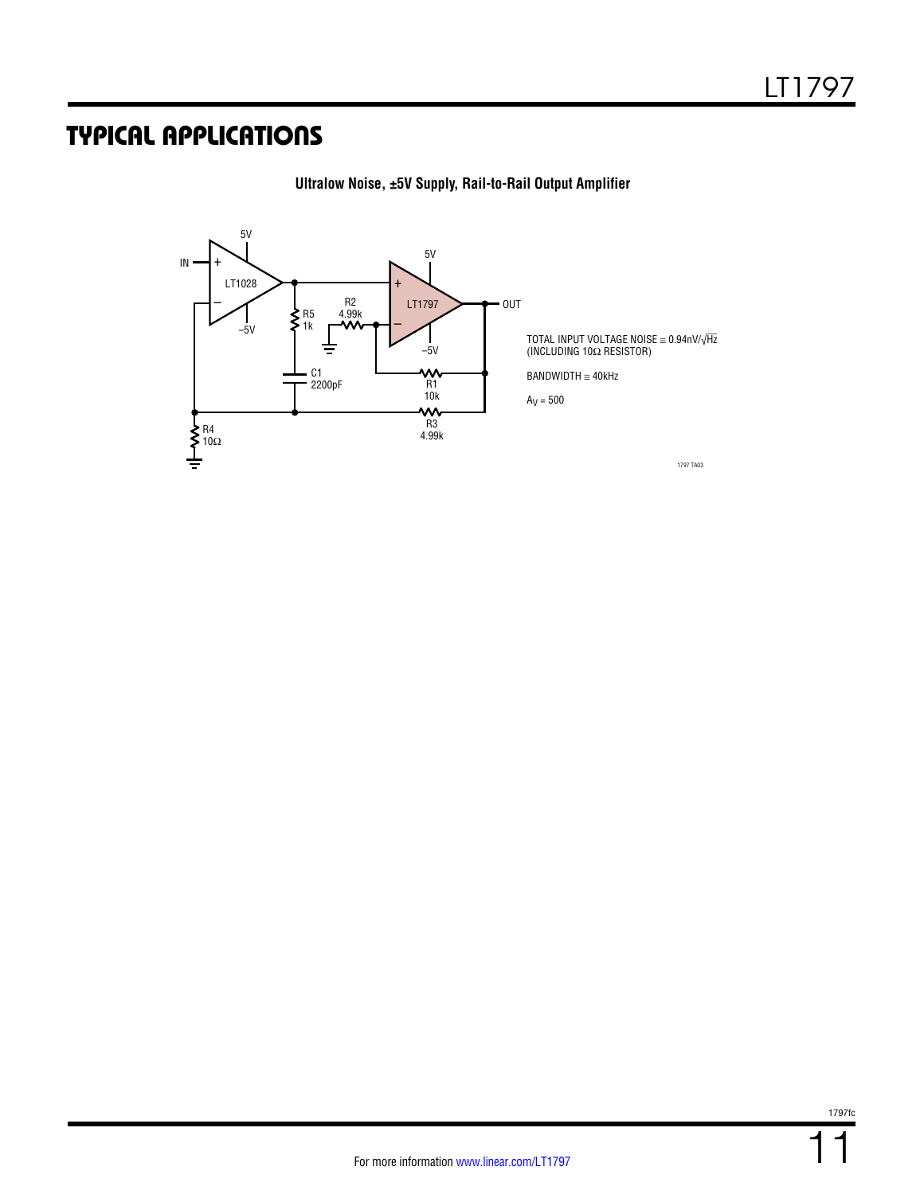## TYPICAL APPLICATIONS

**Ultralow Noise, ±5V Supply, Rail-to-Rail Output Amplifier**

IN, 5V, LT1028, –5V, R5 1k, C1 2200pF, R4 10Ω, R2 4.99k, 5V, LT1797, –5V, OUT, R1 10k, R3 4.99k

TOTAL INPUT VOLTAGE NOISE ≅ 0.94nV/√Hz (INCLUDING 10Ω RESISTOR)

BANDWIDTH ≅ 40kHz

$A_V = 500$

1797 TA03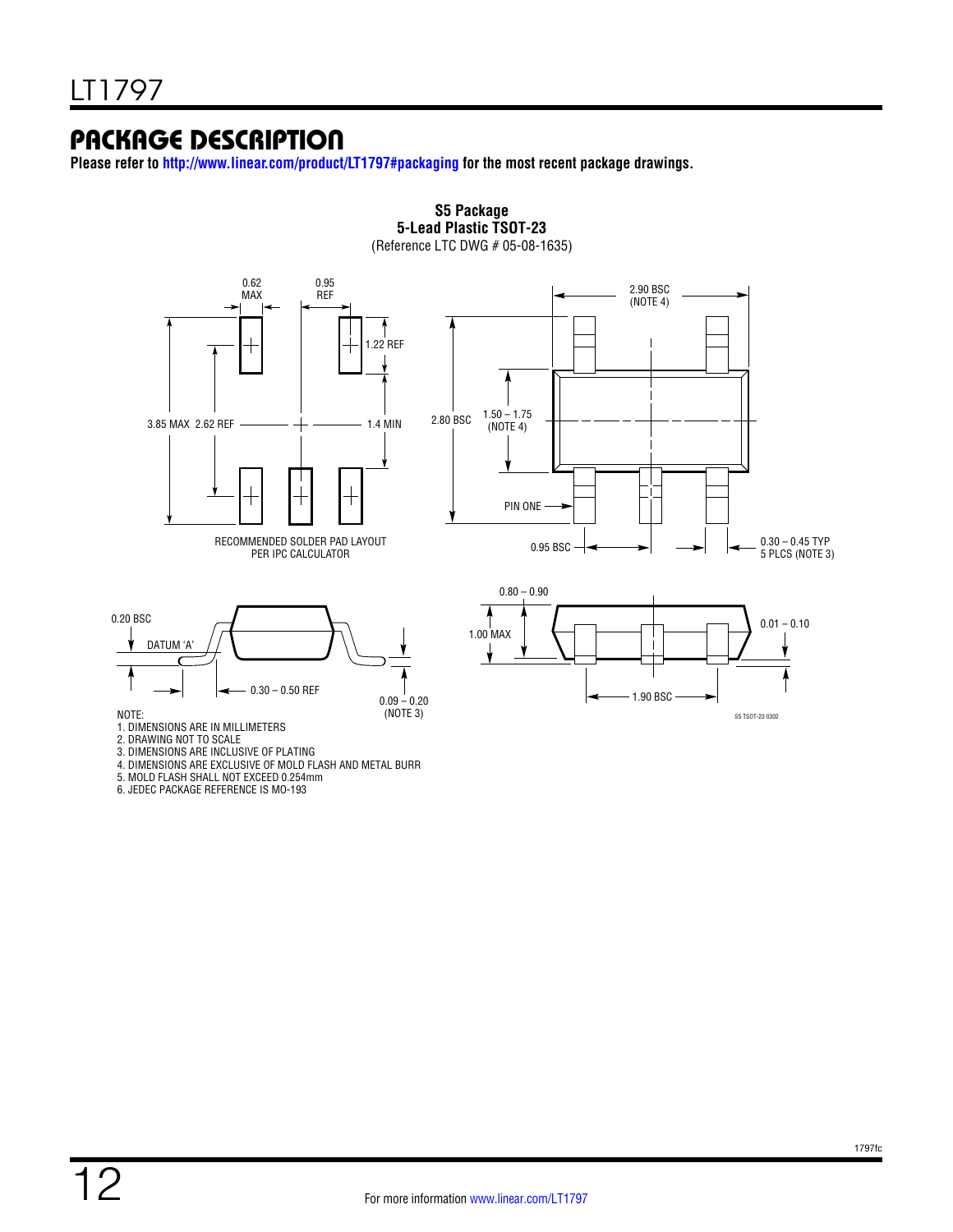## PACKAGE DESCRIPTION

**Please refer to http://www.linear.com/product/LT1797#packaging for the most recent package drawings.**

**S5 Package**
**5-Lead Plastic TSOT-23**
(Reference LTC DWG # 05-08-1635)

0.62 MAX

0.95 REF

1.22 REF

3.85 MAX 2.62 REF

1.4 MIN

RECOMMENDED SOLDER PAD LAYOUT PER IPC CALCULATOR

2.90 BSC (NOTE 4)

2.80 BSC

1.50 – 1.75 (NOTE 4)

PIN ONE

0.95 BSC

0.30 – 0.45 TYP 5 PLCS (NOTE 3)

0.20 BSC

DATUM 'A'

0.30 – 0.50 REF

0.09 – 0.20 (NOTE 3)

0.80 – 0.90

1.00 MAX

0.01 – 0.10

1.90 BSC

S5 TSOT-23 0302

NOTE:
1. DIMENSIONS ARE IN MILLIMETERS
2. DRAWING NOT TO SCALE
3. DIMENSIONS ARE INCLUSIVE OF PLATING
4. DIMENSIONS ARE EXCLUSIVE OF MOLD FLASH AND METAL BURR
5. MOLD FLASH SHALL NOT EXCEED 0.254mm
6. JEDEC PACKAGE REFERENCE IS MO-193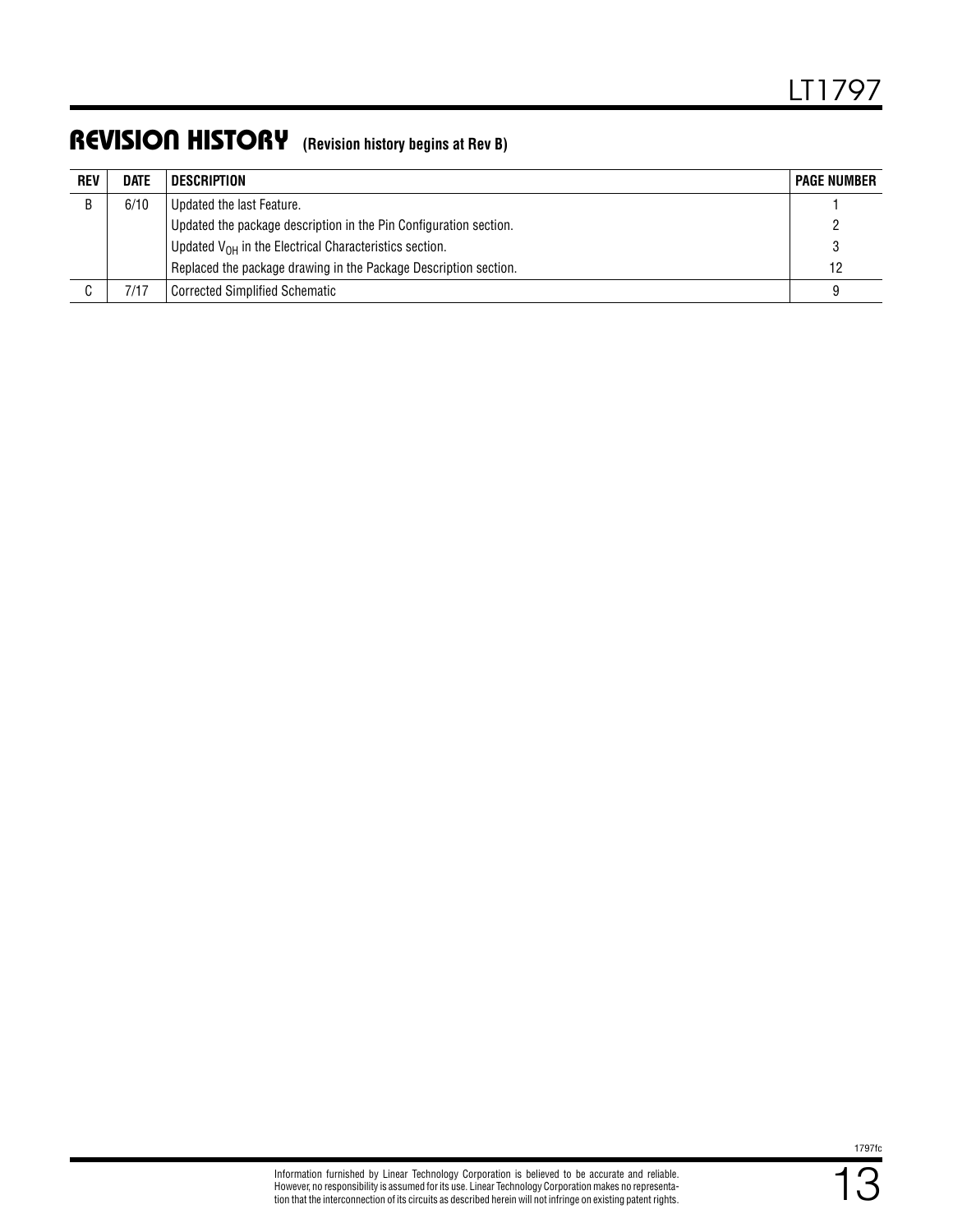## REVISION HISTORY (Revision history begins at Rev B)

| REV | DATE | DESCRIPTION | PAGE NUMBER |
|---|---|---|---|
| B | 6/10 | Updated the last Feature. | 1 |
| | | Updated the package description in the Pin Configuration section. | 2 |
| | | Updated $V_{OH}$ in the Electrical Characteristics section. | 3 |
| | | Replaced the package drawing in the Package Description section. | 12 |
| C | 7/17 | Corrected Simplified Schematic | 9 |

Information furnished by Linear Technology Corporation is believed to be accurate and reliable. However, no responsibility is assumed for its use. Linear Technology Corporation makes no representation that the interconnection of its circuits as described herein will not infringe on existing patent rights.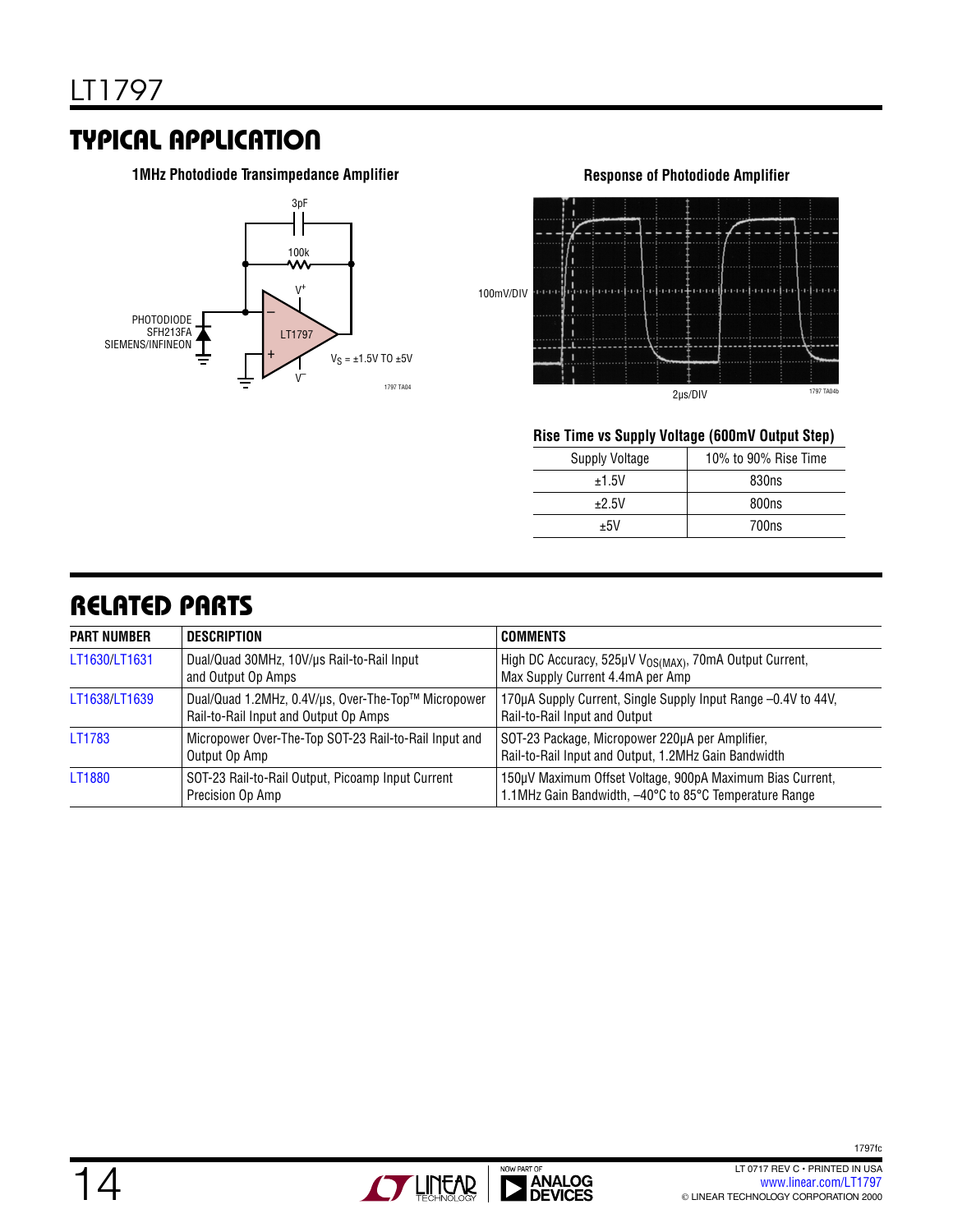## TYPICAL APPLICATION

**1MHz Photodiode Transimpedance Amplifier**

3pF

100k

$V^+$

PHOTODIODE
SFH213FA
SIEMENS/INFINEON

LT1797

$V^-$

$V_S$ = ±1.5V TO ±5V

1797 TA04

**Response of Photodiode Amplifier**

100mV/DIV

2μs/DIV

1797 TA04b

**Rise Time vs Supply Voltage (600mV Output Step)**

| Supply Voltage | 10% to 90% Rise Time |
|---|---|
| ±1.5V | 830ns |
| ±2.5V | 800ns |
| ±5V | 700ns |

## RELATED PARTS

| PART NUMBER | DESCRIPTION | COMMENTS |
|---|---|---|
| LT1630/LT1631 | Dual/Quad 30MHz, 10V/μs Rail-to-Rail Input and Output Op Amps | High DC Accuracy, 525μV $V_{OS(MAX)}$, 70mA Output Current, Max Supply Current 4.4mA per Amp |
| LT1638/LT1639 | Dual/Quad 1.2MHz, 0.4V/μs, Over-The-Top™ Micropower Rail-to-Rail Input and Output Op Amps | 170μA Supply Current, Single Supply Input Range –0.4V to 44V, Rail-to-Rail Input and Output |
| LT1783 | Micropower Over-The-Top SOT-23 Rail-to-Rail Input and Output Op Amp | SOT-23 Package, Micropower 220μA per Amplifier, Rail-to-Rail Input and Output, 1.2MHz Gain Bandwidth |
| LT1880 | SOT-23 Rail-to-Rail Output, Picoamp Input Current Precision Op Amp | 150μV Maximum Offset Voltage, 900pA Maximum Bias Current, 1.1MHz Gain Bandwidth, –40°C to 85°C Temperature Range |

1797fc

LT 0717 REV C • PRINTED IN USA
www.linear.com/LT1797
© LINEAR TECHNOLOGY CORPORATION 2000